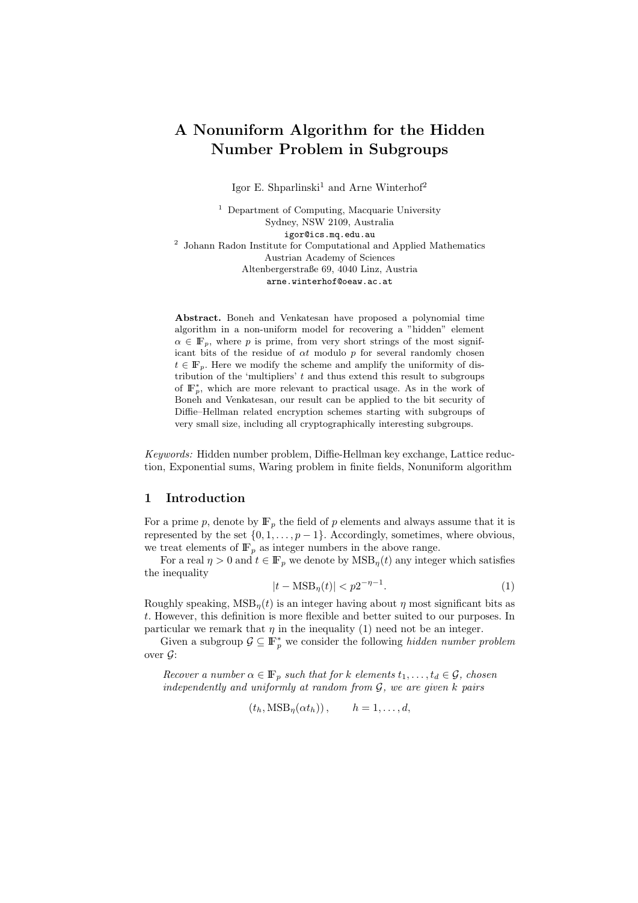# A Nonuniform Algorithm for the Hidden Number Problem in Subgroups

Igor E. Shparlinski[1] and Arne Winterhof[2]

[1] Department of Computing, Macquarie University
Sydney, NSW 2109, Australia
igor@ics.mq.edu.au

[2] Johann Radon Institute for Computational and Applied Mathematics
Austrian Academy of Sciences
Altenbergerstraße 69, 4040 Linz, Austria
arne.winterhof@oeaw.ac.at

**Abstract.** Boneh and Venkatesan have proposed a polynomial time algorithm in a non-uniform model for recovering a "hidden" element $\alpha \in \mathbb{F}_p$, where $p$ is prime, from very short strings of the most significant bits of the residue of $\alpha t$ modulo $p$ for several randomly chosen $t \in \mathbb{F}_p$. Here we modify the scheme and amplify the uniformity of distribution of the 'multipliers' $t$ and thus extend this result to subgroups of $\mathbb{F}_p^*$, which are more relevant to practical usage. As in the work of Boneh and Venkatesan, our result can be applied to the bit security of Diffie–Hellman related encryption schemes starting with subgroups of very small size, including all cryptographically interesting subgroups.

*Keywords:* Hidden number problem, Diffie-Hellman key exchange, Lattice reduction, Exponential sums, Waring problem in finite fields, Nonuniform algorithm

## 1 Introduction

For a prime $p$, denote by $\mathbb{F}_p$ the field of $p$ elements and always assume that it is represented by the set $\{0, 1, \ldots, p-1\}$. Accordingly, sometimes, where obvious, we treat elements of $\mathbb{F}_p$ as integer numbers in the above range.

For a real $\eta > 0$ and $t \in \mathbb{F}_p$ we denote by $\mathrm{MSB}_\eta(t)$ any integer which satisfies the inequality

$$|t - \mathrm{MSB}_\eta(t)| < p2^{-\eta-1}. \tag{1}$$

Roughly speaking, $\mathrm{MSB}_\eta(t)$ is an integer having about $\eta$ most significant bits as $t$. However, this definition is more flexible and better suited to our purposes. In particular we remark that $\eta$ in the inequality (1) need not be an integer.

Given a subgroup $\mathcal{G} \subseteq \mathbb{F}_p^*$ we consider the following *hidden number problem* over $\mathcal{G}$:

*Recover a number $\alpha \in \mathbb{F}_p$ such that for $k$ elements $t_1, \ldots, t_d \in \mathcal{G}$, chosen independently and uniformly at random from $\mathcal{G}$, we are given $k$ pairs*

$$(t_h, \mathrm{MSB}_\eta(\alpha t_h)), \qquad h = 1, \ldots, d,$$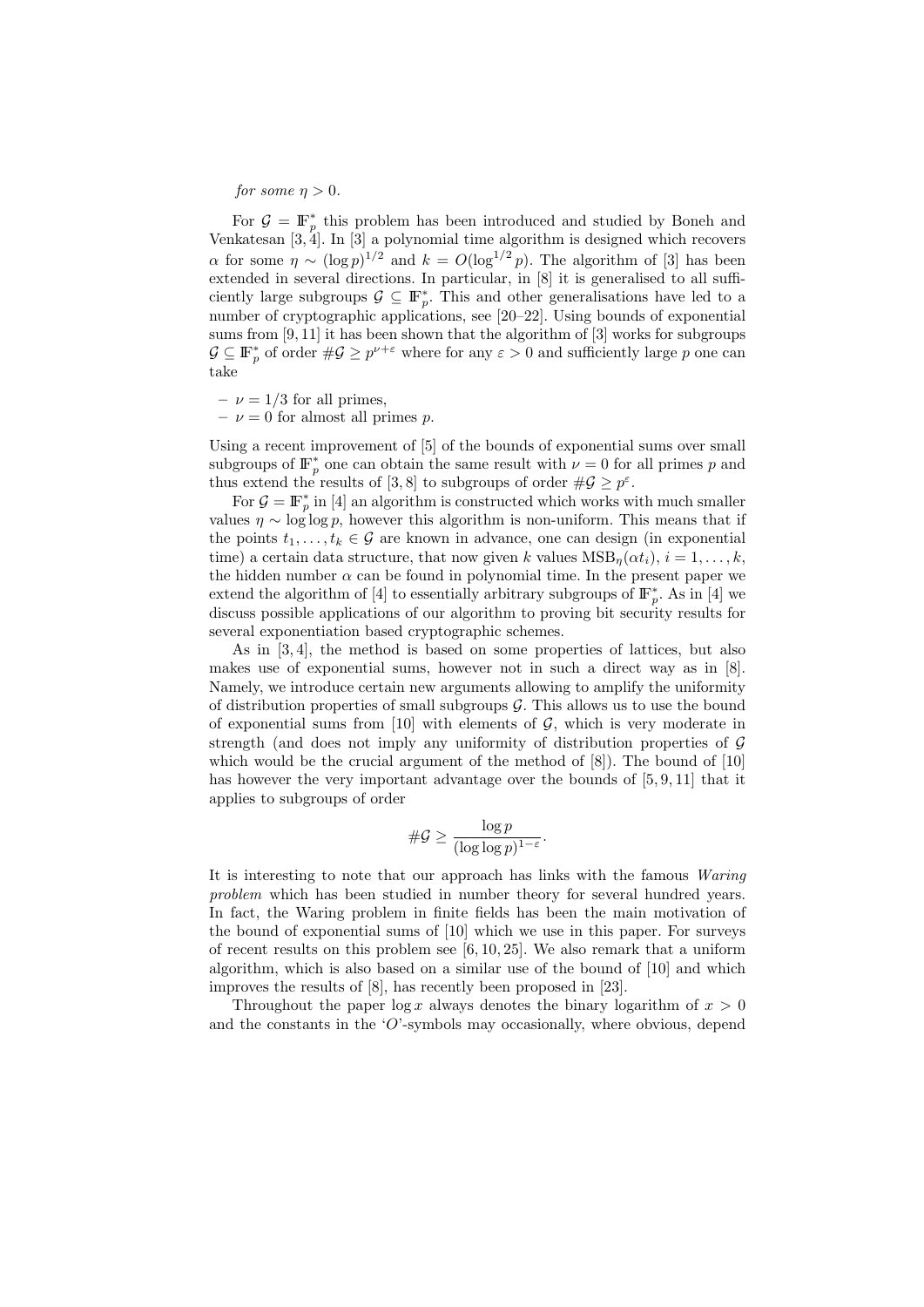*for some* $\eta > 0$.

For $\mathcal{G} = \mathbb{F}_p^*$ this problem has been introduced and studied by Boneh and Venkatesan [3, 4]. In [3] a polynomial time algorithm is designed which recovers $\alpha$ for some $\eta \sim (\log p)^{1/2}$ and $k = O(\log^{1/2} p)$. The algorithm of [3] has been extended in several directions. In particular, in [8] it is generalised to all sufficiently large subgroups $\mathcal{G} \subseteq \mathbb{F}_p^*$. This and other generalisations have led to a number of cryptographic applications, see [20–22]. Using bounds of exponential sums from [9, 11] it has been shown that the algorithm of [3] works for subgroups $\mathcal{G} \subseteq \mathbb{F}_p^*$ of order $\#\mathcal{G} \geq p^{\nu+\varepsilon}$ where for any $\varepsilon > 0$ and sufficiently large $p$ one can take

- $\nu = 1/3$ for all primes,
- $\nu = 0$ for almost all primes $p$.

Using a recent improvement of [5] of the bounds of exponential sums over small subgroups of $\mathbb{F}_p^*$ one can obtain the same result with $\nu = 0$ for all primes $p$ and thus extend the results of [3, 8] to subgroups of order $\#\mathcal{G} \geq p^{\varepsilon}$.

For $\mathcal{G} = \mathbb{F}_p^*$ in [4] an algorithm is constructed which works with much smaller values $\eta \sim \log\log p$, however this algorithm is non-uniform. This means that if the points $t_1, \ldots, t_k \in \mathcal{G}$ are known in advance, one can design (in exponential time) a certain data structure, that now given $k$ values $\mathrm{MSB}_\eta(\alpha t_i)$, $i = 1, \ldots, k$, the hidden number $\alpha$ can be found in polynomial time. In the present paper we extend the algorithm of [4] to essentially arbitrary subgroups of $\mathbb{F}_p^*$. As in [4] we discuss possible applications of our algorithm to proving bit security results for several exponentiation based cryptographic schemes.

As in [3, 4], the method is based on some properties of lattices, but also makes use of exponential sums, however not in such a direct way as in [8]. Namely, we introduce certain new arguments allowing to amplify the uniformity of distribution properties of small subgroups $\mathcal{G}$. This allows us to use the bound of exponential sums from [10] with elements of $\mathcal{G}$, which is very moderate in strength (and does not imply any uniformity of distribution properties of $\mathcal{G}$ which would be the crucial argument of the method of [8]). The bound of [10] has however the very important advantage over the bounds of [5, 9, 11] that it applies to subgroups of order

$$\#\mathcal{G} \geq \frac{\log p}{(\log\log p)^{1-\varepsilon}}.$$

It is interesting to note that our approach has links with the famous *Waring problem* which has been studied in number theory for several hundred years. In fact, the Waring problem in finite fields has been the main motivation of the bound of exponential sums of [10] which we use in this paper. For surveys of recent results on this problem see [6, 10, 25]. We also remark that a uniform algorithm, which is also based on a similar use of the bound of [10] and which improves the results of [8], has recently been proposed in [23].

Throughout the paper $\log x$ always denotes the binary logarithm of $x > 0$ and the constants in the '$O$'-symbols may occasionally, where obvious, depend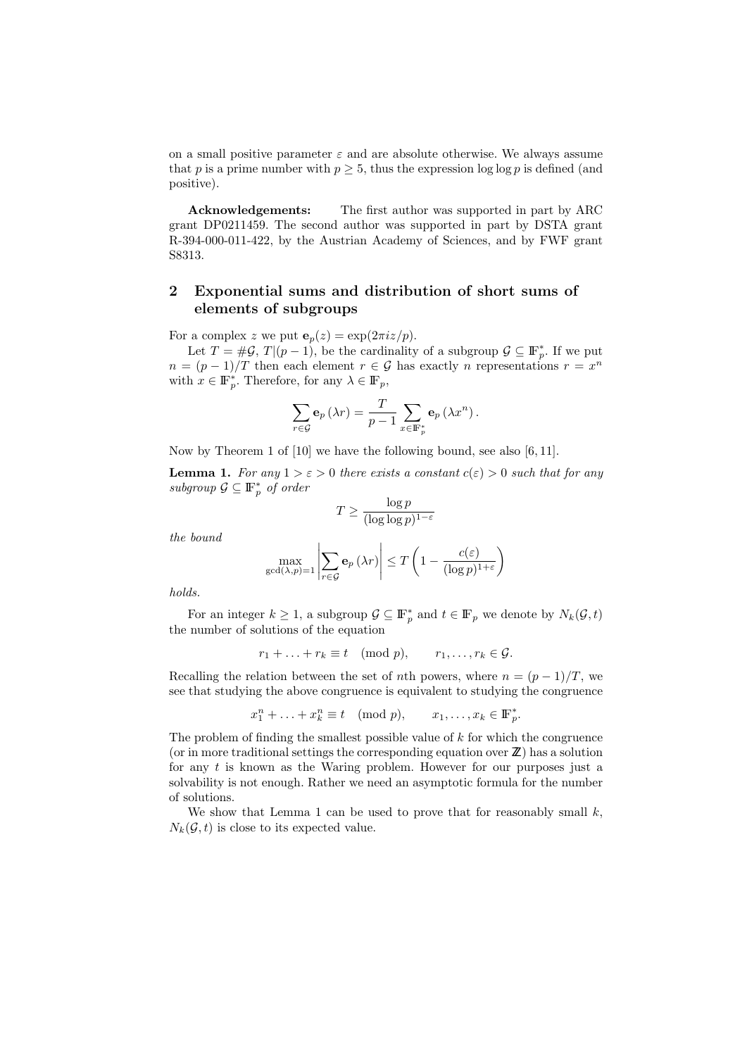on a small positive parameter $\varepsilon$ and are absolute otherwise. We always assume that $p$ is a prime number with $p \geq 5$, thus the expression $\log \log p$ is defined (and positive).

**Acknowledgements:** The first author was supported in part by ARC grant DP0211459. The second author was supported in part by DSTA grant R-394-000-011-422, by the Austrian Academy of Sciences, and by FWF grant S8313.

## 2 Exponential sums and distribution of short sums of elements of subgroups

For a complex $z$ we put $\mathbf{e}_p(z) = \exp(2\pi i z/p)$.

Let $T = \#\mathcal{G}$, $T|(p-1)$, be the cardinality of a subgroup $\mathcal{G} \subseteq \mathbb{F}_p^*$. If we put $n = (p-1)/T$ then each element $r \in \mathcal{G}$ has exactly $n$ representations $r = x^n$ with $x \in \mathbb{F}_p^*$. Therefore, for any $\lambda \in \mathbb{F}_p$,

$$\sum_{r \in \mathcal{G}} \mathbf{e}_p(\lambda r) = \frac{T}{p-1} \sum_{x \in \mathbb{F}_p^*} \mathbf{e}_p(\lambda x^n).$$

Now by Theorem 1 of [10] we have the following bound, see also [6, 11].

**Lemma 1.** *For any $1 > \varepsilon > 0$ there exists a constant $c(\varepsilon) > 0$ such that for any subgroup $\mathcal{G} \subseteq \mathbb{F}_p^*$ of order*

$$T \geq \frac{\log p}{(\log \log p)^{1-\varepsilon}}$$

*the bound*

$$\max_{\gcd(\lambda,p)=1} \left| \sum_{r \in \mathcal{G}} \mathbf{e}_p(\lambda r) \right| \leq T \left(1 - \frac{c(\varepsilon)}{(\log p)^{1+\varepsilon}}\right)$$

*holds.*

For an integer $k \geq 1$, a subgroup $\mathcal{G} \subseteq \mathbb{F}_p^*$ and $t \in \mathbb{F}_p$ we denote by $N_k(\mathcal{G}, t)$ the number of solutions of the equation

$$r_1 + \ldots + r_k \equiv t \pmod p, \qquad r_1, \ldots, r_k \in \mathcal{G}.$$

Recalling the relation between the set of $n$th powers, where $n = (p-1)/T$, we see that studying the above congruence is equivalent to studying the congruence

$$x_1^n + \ldots + x_k^n \equiv t \pmod p, \qquad x_1, \ldots, x_k \in \mathbb{F}_p^*.$$

The problem of finding the smallest possible value of $k$ for which the congruence (or in more traditional settings the corresponding equation over $\mathbb{Z}$) has a solution for any $t$ is known as the Waring problem. However for our purposes just a solvability is not enough. Rather we need an asymptotic formula for the number of solutions.

We show that Lemma 1 can be used to prove that for reasonably small $k$, $N_k(\mathcal{G}, t)$ is close to its expected value.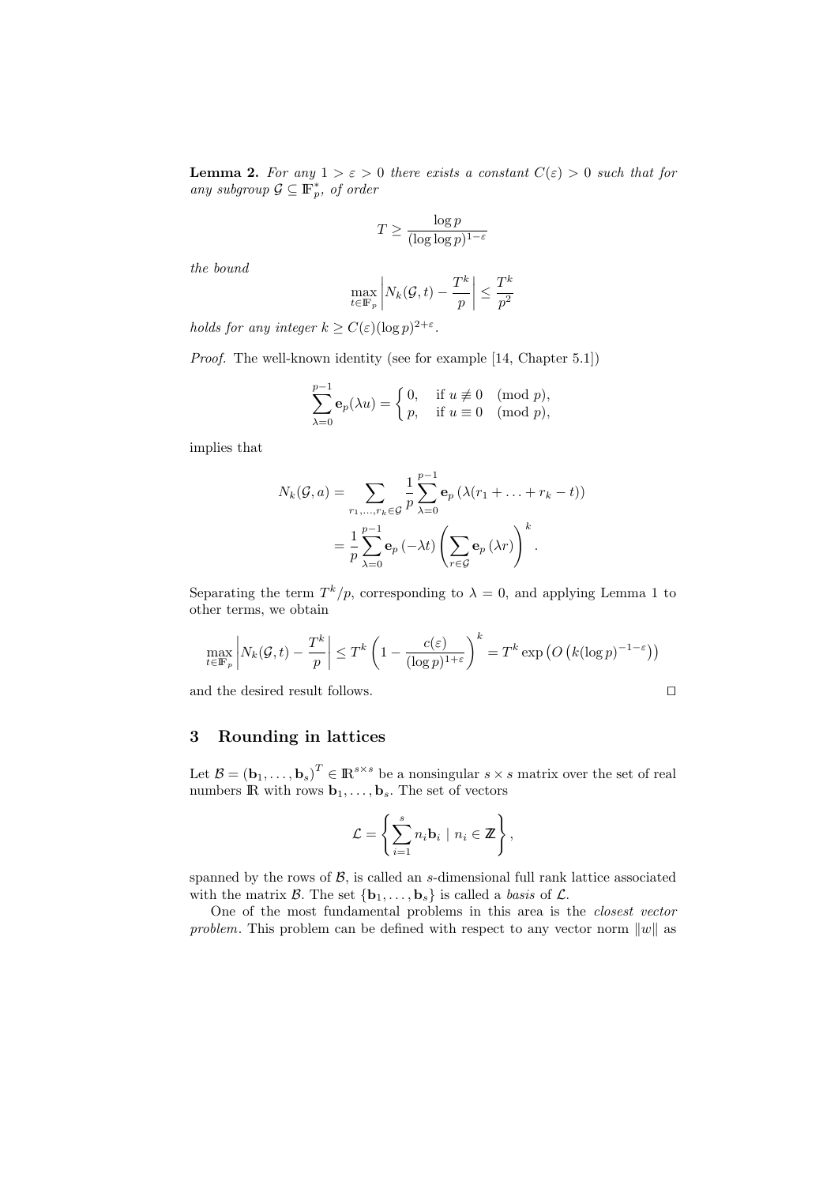**Lemma 2.** *For any $1 > \varepsilon > 0$ there exists a constant $C(\varepsilon) > 0$ such that for any subgroup $\mathcal{G} \subseteq \mathbb{F}_p^*$, of order*

$$T \geq \frac{\log p}{(\log \log p)^{1-\varepsilon}}$$

*the bound*

$$\max_{t \in \mathbb{F}_p} \left| N_k(\mathcal{G}, t) - \frac{T^k}{p} \right| \leq \frac{T^k}{p^2}$$

*holds for any integer $k \geq C(\varepsilon)(\log p)^{2+\varepsilon}$.*

*Proof.* The well-known identity (see for example [14, Chapter 5.1])

$$\sum_{\lambda=0}^{p-1} \mathbf{e}_p(\lambda u) = \begin{cases} 0, & \text{if } u \not\equiv 0 \pmod p, \\ p, & \text{if } u \equiv 0 \pmod p, \end{cases}$$

implies that

$$\begin{aligned} N_k(\mathcal{G}, a) &= \sum_{r_1, \ldots, r_k \in \mathcal{G}} \frac{1}{p} \sum_{\lambda=0}^{p-1} \mathbf{e}_p\left(\lambda(r_1 + \ldots + r_k - t)\right) \\ &= \frac{1}{p} \sum_{\lambda=0}^{p-1} \mathbf{e}_p\left(-\lambda t\right) \left( \sum_{r \in \mathcal{G}} \mathbf{e}_p\left(\lambda r\right) \right)^k. \end{aligned}$$

Separating the term $T^k/p$, corresponding to $\lambda = 0$, and applying Lemma 1 to other terms, we obtain

$$\max_{t \in \mathbb{F}_p} \left| N_k(\mathcal{G}, t) - \frac{T^k}{p} \right| \leq T^k \left(1 - \frac{c(\varepsilon)}{(\log p)^{1+\varepsilon}}\right)^k = T^k \exp\left(O\left(k(\log p)^{-1-\varepsilon}\right)\right)$$

and the desired result follows. □

## 3 Rounding in lattices

Let $\mathcal{B} = (\mathbf{b}_1, \ldots, \mathbf{b}_s)^T \in \mathbb{R}^{s \times s}$ be a nonsingular $s \times s$ matrix over the set of real numbers $\mathbb{R}$ with rows $\mathbf{b}_1, \ldots, \mathbf{b}_s$. The set of vectors

$$\mathcal{L} = \left\{ \sum_{i=1}^{s} n_i \mathbf{b}_i \mid n_i \in \mathbb{Z} \right\},$$

spanned by the rows of $\mathcal{B}$, is called an $s$-dimensional full rank lattice associated with the matrix $\mathcal{B}$. The set $\{\mathbf{b}_1, \ldots, \mathbf{b}_s\}$ is called a *basis* of $\mathcal{L}$.

One of the most fundamental problems in this area is the *closest vector problem*. This problem can be defined with respect to any vector norm $\|w\|$ as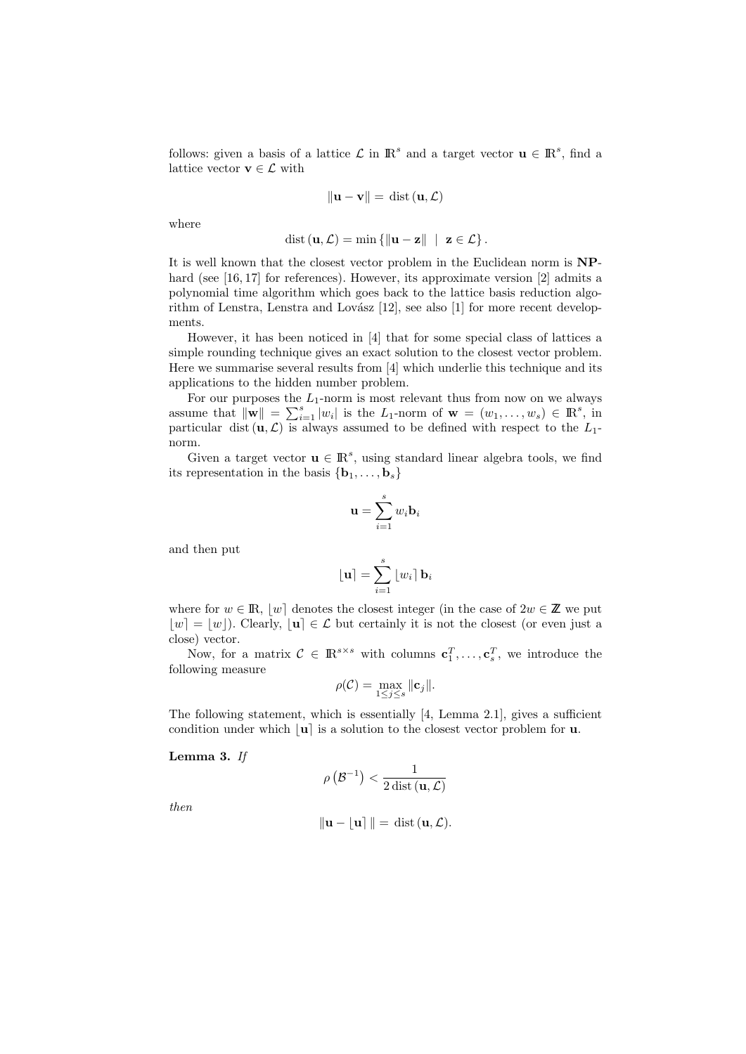follows: given a basis of a lattice $\mathcal{L}$ in $\mathbb{R}^s$ and a target vector $\mathbf{u} \in \mathbb{R}^s$, find a lattice vector $\mathbf{v} \in \mathcal{L}$ with

$$\|\mathbf{u} - \mathbf{v}\| = \text{dist}\,(\mathbf{u}, \mathcal{L})$$

where

$$\text{dist}\,(\mathbf{u}, \mathcal{L}) = \min\left\{\|\mathbf{u} - \mathbf{z}\| \ \mid \ \mathbf{z} \in \mathcal{L}\right\}.$$

It is well known that the closest vector problem in the Euclidean norm is **NP**-hard (see [16, 17] for references). However, its approximate version [2] admits a polynomial time algorithm which goes back to the lattice basis reduction algorithm of Lenstra, Lenstra and Lovász [12], see also [1] for more recent developments.

However, it has been noticed in [4] that for some special class of lattices a simple rounding technique gives an exact solution to the closest vector problem. Here we summarise several results from [4] which underlie this technique and its applications to the hidden number problem.

For our purposes the $L_1$-norm is most relevant thus from now on we always assume that $\|\mathbf{w}\| = \sum_{i=1}^{s} |w_i|$ is the $L_1$-norm of $\mathbf{w} = (w_1, \ldots, w_s) \in \mathbb{R}^s$, in particular $\text{dist}\,(\mathbf{u}, \mathcal{L})$ is always assumed to be defined with respect to the $L_1$-norm.

Given a target vector $\mathbf{u} \in \mathbb{R}^s$, using standard linear algebra tools, we find its representation in the basis $\{\mathbf{b}_1, \ldots, \mathbf{b}_s\}$

$$\mathbf{u} = \sum_{i=1}^{s} w_i \mathbf{b}_i$$

and then put

$$\lfloor \mathbf{u} \rceil = \sum_{i=1}^{s} \lfloor w_i \rceil \mathbf{b}_i$$

where for $w \in \mathbb{R}$, $\lfloor w \rceil$ denotes the closest integer (in the case of $2w \in \mathbb{Z}$ we put $\lfloor w \rceil = \lfloor w \rfloor$). Clearly, $\lfloor \mathbf{u} \rceil \in \mathcal{L}$ but certainly it is not the closest (or even just a close) vector.

Now, for a matrix $\mathcal{C} \in \mathbb{R}^{s \times s}$ with columns $\mathbf{c}_1^T, \ldots, \mathbf{c}_s^T$, we introduce the following measure

$$\rho(\mathcal{C}) = \max_{1 \le j \le s} \|\mathbf{c}_j\|.$$

The following statement, which is essentially [4, Lemma 2.1], gives a sufficient condition under which $\lfloor \mathbf{u} \rceil$ is a solution to the closest vector problem for $\mathbf{u}$.

**Lemma 3.** *If*

$$\rho\left(\mathcal{B}^{-1}\right) < \frac{1}{2\,\text{dist}\,(\mathbf{u}, \mathcal{L})}$$

*then*

$$\|\mathbf{u} - \lfloor \mathbf{u} \rceil\| = \text{dist}\,(\mathbf{u}, \mathcal{L}).$$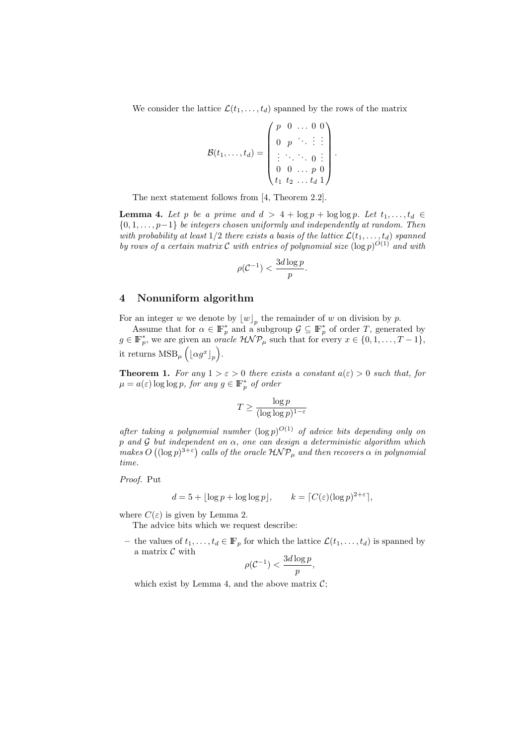We consider the lattice $\mathcal{L}(t_1, \ldots, t_d)$ spanned by the rows of the matrix

$$\mathcal{B}(t_1, \ldots, t_d) = \begin{pmatrix} p & 0 & \ldots & 0 & 0 \\ 0 & p & \ddots & \vdots & \vdots \\ \vdots & \ddots & \ddots & 0 & \vdots \\ 0 & 0 & \ldots & p & 0 \\ t_1 & t_2 & \ldots & t_d & 1 \end{pmatrix}.$$

The next statement follows from [4, Theorem 2.2].

**Lemma 4.** *Let $p$ be a prime and $d > 4 + \log p + \log\log p$. Let $t_1, \ldots, t_d \in \{0, 1, \ldots, p-1\}$ be integers chosen uniformly and independently at random. Then with probability at least $1/2$ there exists a basis of the lattice $\mathcal{L}(t_1, \ldots, t_d)$ spanned by rows of a certain matrix $\mathcal{C}$ with entries of polynomial size $(\log p)^{O(1)}$ and with*

$$\rho(\mathcal{C}^{-1}) < \frac{3d \log p}{p}.$$

## 4 Nonuniform algorithm

For an integer $w$ we denote by $\lfloor w \rfloor_p$ the remainder of $w$ on division by $p$.

Assume that for $\alpha \in \mathbb{F}_p^*$ and a subgroup $\mathcal{G} \subseteq \mathbb{F}_p^*$ of order $T$, generated by $g \in \mathbb{F}_p^*$, we are given an *oracle* $\mathcal{HNP}_\mu$ such that for every $x \in \{0, 1, \ldots, T-1\}$, it returns $\mathrm{MSB}_\mu\left(\lfloor \alpha g^x \rfloor_p\right)$.

**Theorem 1.** *For any $1 > \varepsilon > 0$ there exists a constant $a(\varepsilon) > 0$ such that, for $\mu = a(\varepsilon) \log\log p$, for any $g \in \mathbb{F}_p^*$ of order*

$$T \geq \frac{\log p}{(\log\log p)^{1-\varepsilon}}$$

*after taking a polynomial number $(\log p)^{O(1)}$ of advice bits depending only on $p$ and $\mathcal{G}$ but independent on $\alpha$, one can design a deterministic algorithm which makes $O\left((\log p)^{3+\varepsilon}\right)$ calls of the oracle $\mathcal{HNP}_\mu$ and then recovers $\alpha$ in polynomial time.*

*Proof.* Put

$$d = 5 + \lfloor \log p + \log\log p \rfloor, \qquad k = \lceil C(\varepsilon)(\log p)^{2+\varepsilon} \rceil,$$

where $C(\varepsilon)$ is given by Lemma 2.

The advice bits which we request describe:

- the values of $t_1, \ldots, t_d \in \mathbb{F}_p$ for which the lattice $\mathcal{L}(t_1, \ldots, t_d)$ is spanned by a matrix $\mathcal{C}$ with
$$\rho(\mathcal{C}^{-1}) < \frac{3d \log p}{p},$$
which exist by Lemma 4, and the above matrix $\mathcal{C}$;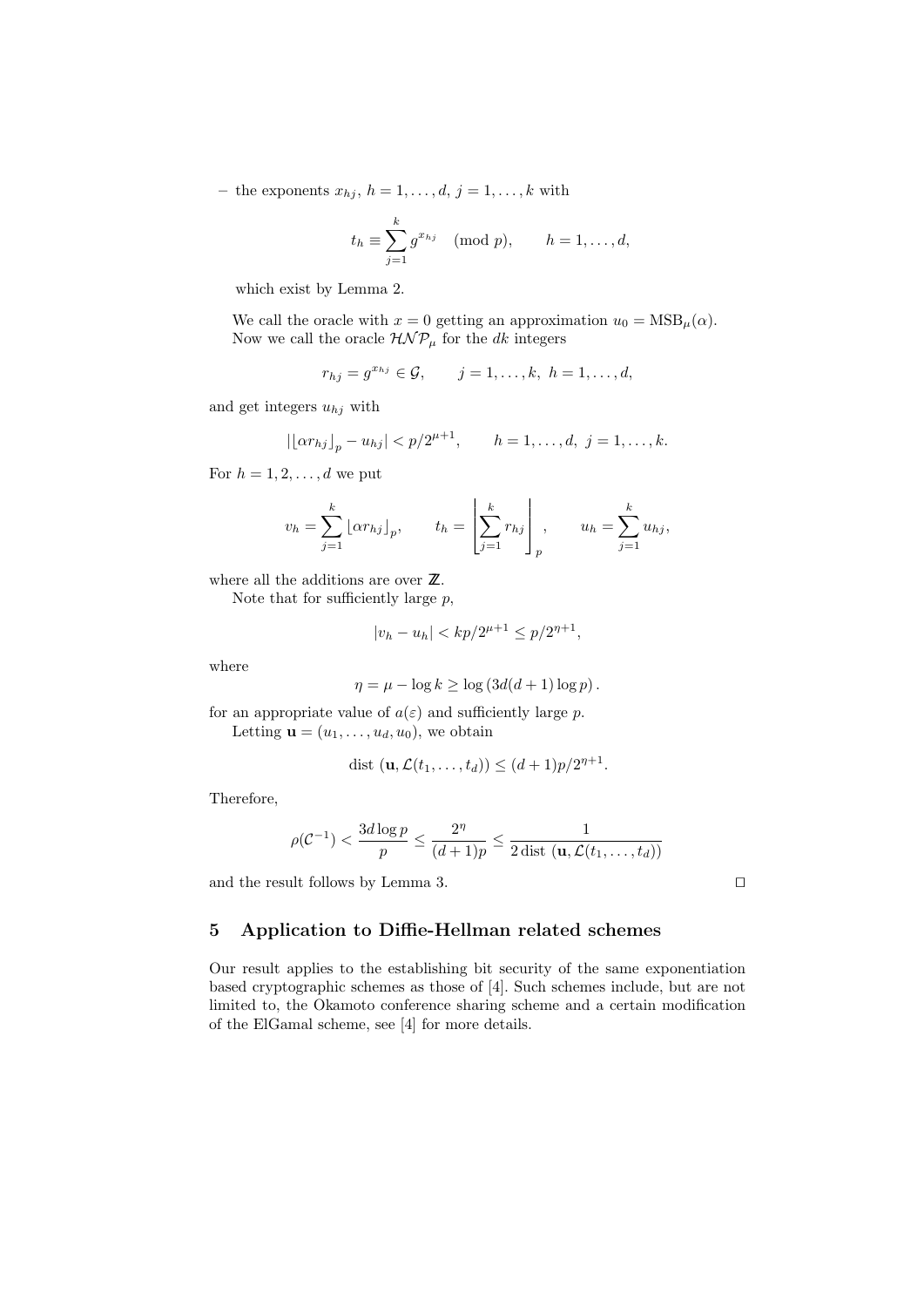– the exponents $x_{hj}$, $h = 1, \ldots, d$, $j = 1, \ldots, k$ with

$$t_h \equiv \sum_{j=1}^{k} g^{x_{hj}} \pmod p, \qquad h = 1, \ldots, d,$$

which exist by Lemma 2.

We call the oracle with $x = 0$ getting an approximation $u_0 = \mathrm{MSB}_\mu(\alpha)$. Now we call the oracle $\mathcal{HNP}_\mu$ for the $dk$ integers

$$r_{hj} = g^{x_{hj}} \in \mathcal{G}, \qquad j = 1, \ldots, k, \ h = 1, \ldots, d,$$

and get integers $u_{hj}$ with

$$|\lfloor \alpha r_{hj} \rfloor_p - u_{hj}| < p/2^{\mu+1}, \qquad h = 1, \ldots, d, \ j = 1, \ldots, k.$$

For $h = 1, 2, \ldots, d$ we put

$$v_h = \sum_{j=1}^{k} \lfloor \alpha r_{hj} \rfloor_p, \qquad t_h = \left\lfloor \sum_{j=1}^{k} r_{hj} \right\rfloor_p, \qquad u_h = \sum_{j=1}^{k} u_{hj},$$

where all the additions are over $\mathbb{Z}$.

Note that for sufficiently large $p$,

$$|v_h - u_h| < kp/2^{\mu+1} \le p/2^{\eta+1},$$

where

$$\eta = \mu - \log k \ge \log\left(3d(d+1)\log p\right).$$

for an appropriate value of $a(\varepsilon)$ and sufficiently large $p$.

Letting $\mathbf{u} = (u_1, \ldots, u_d, u_0)$, we obtain

$$\mathrm{dist}\ (\mathbf{u}, \mathcal{L}(t_1, \ldots, t_d)) \le (d+1)p/2^{\eta+1}.$$

Therefore,

$$\rho(\mathcal{C}^{-1}) < \frac{3d \log p}{p} \le \frac{2^\eta}{(d+1)p} \le \frac{1}{2\,\mathrm{dist}\ (\mathbf{u}, \mathcal{L}(t_1, \ldots, t_d))}$$

and the result follows by Lemma 3. $\square$

## 5 Application to Diffie-Hellman related schemes

Our result applies to the establishing bit security of the same exponentiation based cryptographic schemes as those of [4]. Such schemes include, but are not limited to, the Okamoto conference sharing scheme and a certain modification of the ElGamal scheme, see [4] for more details.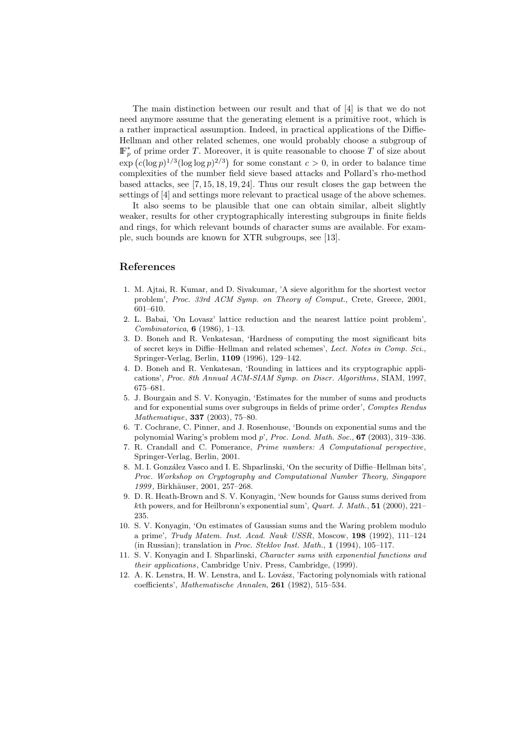The main distinction between our result and that of [4] is that we do not need anymore assume that the generating element is a primitive root, which is a rather impractical assumption. Indeed, in practical applications of the Diffie-Hellman and other related schemes, one would probably choose a subgroup of $\mathbb{F}_p^*$ of prime order $T$. Moreover, it is quite reasonable to choose $T$ of size about $\exp\left(c(\log p)^{1/3}(\log\log p)^{2/3}\right)$ for some constant $c > 0$, in order to balance time complexities of the number field sieve based attacks and Pollard's rho-method based attacks, see [7, 15, 18, 19, 24]. Thus our result closes the gap between the settings of [4] and settings more relevant to practical usage of the above schemes.

It also seems to be plausible that one can obtain similar, albeit slightly weaker, results for other cryptographically interesting subgroups in finite fields and rings, for which relevant bounds of character sums are available. For example, such bounds are known for XTR subgroups, see [13].

## References

1. M. Ajtai, R. Kumar, and D. Sivakumar, 'A sieve algorithm for the shortest vector problem', *Proc. 33rd ACM Symp. on Theory of Comput.*, Crete, Greece, 2001, 601–610.
2. L. Babai, 'On Lovasz' lattice reduction and the nearest lattice point problem', *Combinatorica*, **6** (1986), 1–13.
3. D. Boneh and R. Venkatesan, 'Hardness of computing the most significant bits of secret keys in Diffie–Hellman and related schemes', *Lect. Notes in Comp. Sci.*, Springer-Verlag, Berlin, **1109** (1996), 129–142.
4. D. Boneh and R. Venkatesan, 'Rounding in lattices and its cryptographic applications', *Proc. 8th Annual ACM-SIAM Symp. on Discr. Algorithms*, SIAM, 1997, 675–681.
5. J. Bourgain and S. V. Konyagin, 'Estimates for the number of sums and products and for exponential sums over subgroups in fields of prime order', *Comptes Rendus Mathematique*, **337** (2003), 75–80.
6. T. Cochrane, C. Pinner, and J. Rosenhouse, 'Bounds on exponential sums and the polynomial Waring's problem mod $p$', *Proc. Lond. Math. Soc.*, **67** (2003), 319–336.
7. R. Crandall and C. Pomerance, *Prime numbers: A Computational perspective*, Springer-Verlag, Berlin, 2001.
8. M. I. González Vasco and I. E. Shparlinski, 'On the security of Diffie–Hellman bits', *Proc. Workshop on Cryptography and Computational Number Theory, Singapore 1999*, Birkhäuser, 2001, 257–268.
9. D. R. Heath-Brown and S. V. Konyagin, 'New bounds for Gauss sums derived from $k$th powers, and for Heilbronn's exponential sum', *Quart. J. Math.*, **51** (2000), 221–235.
10. S. V. Konyagin, 'On estimates of Gaussian sums and the Waring problem modulo a prime', *Trudy Matem. Inst. Acad. Nauk USSR*, Moscow, **198** (1992), 111–124 (in Russian); translation in *Proc. Steklov Inst. Math.*, **1** (1994), 105–117.
11. S. V. Konyagin and I. Shparlinski, *Character sums with exponential functions and their applications*, Cambridge Univ. Press, Cambridge, (1999).
12. A. K. Lenstra, H. W. Lenstra, and L. Lovász, 'Factoring polynomials with rational coefficients', *Mathematische Annalen*, **261** (1982), 515–534.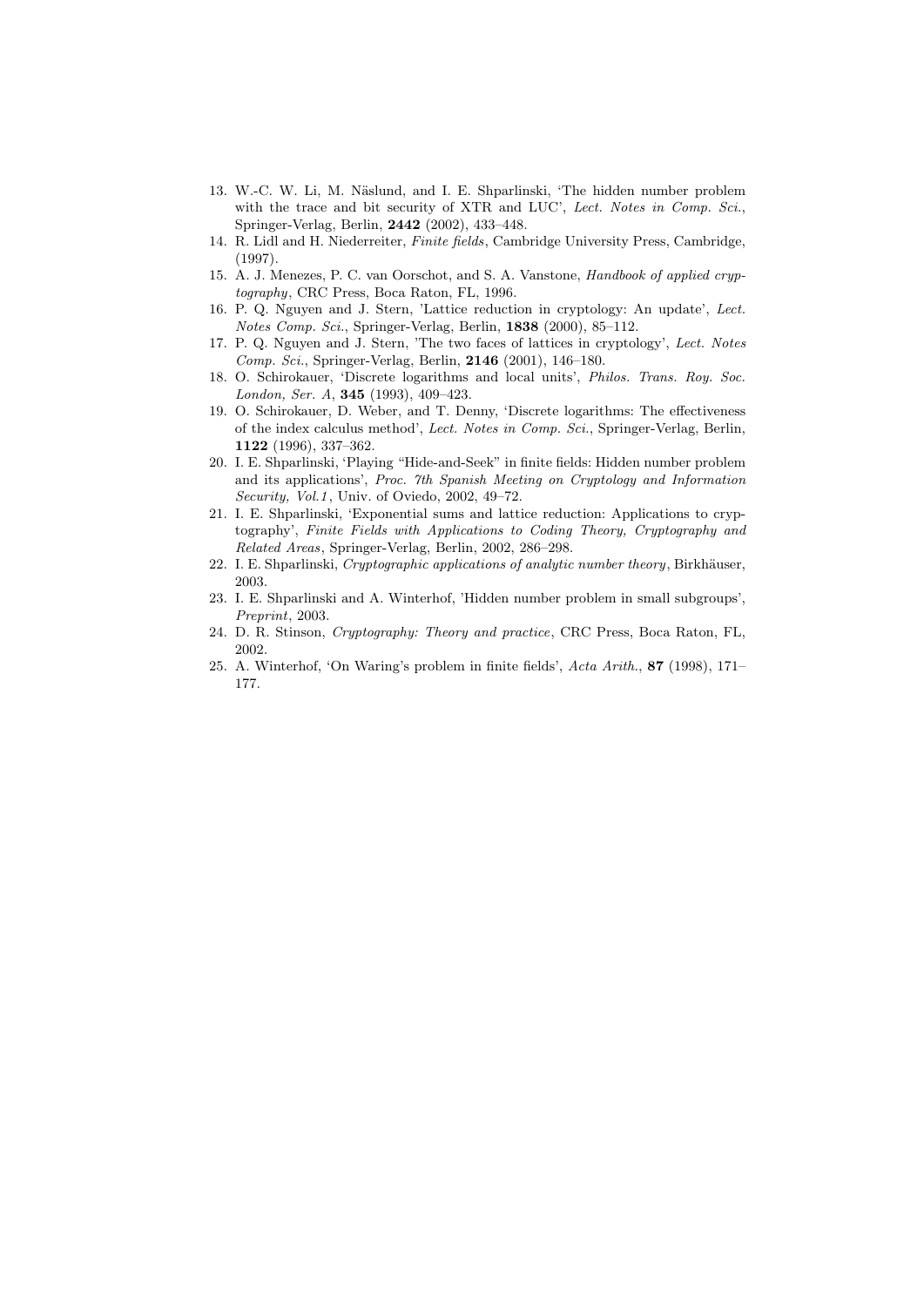13. W.-C. W. Li, M. Näslund, and I. E. Shparlinski, 'The hidden number problem with the trace and bit security of XTR and LUC', *Lect. Notes in Comp. Sci.*, Springer-Verlag, Berlin, **2442** (2002), 433–448.
14. R. Lidl and H. Niederreiter, *Finite fields*, Cambridge University Press, Cambridge, (1997).
15. A. J. Menezes, P. C. van Oorschot, and S. A. Vanstone, *Handbook of applied cryptography*, CRC Press, Boca Raton, FL, 1996.
16. P. Q. Nguyen and J. Stern, 'Lattice reduction in cryptology: An update', *Lect. Notes Comp. Sci.*, Springer-Verlag, Berlin, **1838** (2000), 85–112.
17. P. Q. Nguyen and J. Stern, 'The two faces of lattices in cryptology', *Lect. Notes Comp. Sci.*, Springer-Verlag, Berlin, **2146** (2001), 146–180.
18. O. Schirokauer, 'Discrete logarithms and local units', *Philos. Trans. Roy. Soc. London, Ser. A*, **345** (1993), 409–423.
19. O. Schirokauer, D. Weber, and T. Denny, 'Discrete logarithms: The effectiveness of the index calculus method', *Lect. Notes in Comp. Sci.*, Springer-Verlag, Berlin, **1122** (1996), 337–362.
20. I. E. Shparlinski, 'Playing "Hide-and-Seek" in finite fields: Hidden number problem and its applications', *Proc. 7th Spanish Meeting on Cryptology and Information Security, Vol.1*, Univ. of Oviedo, 2002, 49–72.
21. I. E. Shparlinski, 'Exponential sums and lattice reduction: Applications to cryptography', *Finite Fields with Applications to Coding Theory, Cryptography and Related Areas*, Springer-Verlag, Berlin, 2002, 286–298.
22. I. E. Shparlinski, *Cryptographic applications of analytic number theory*, Birkhäuser, 2003.
23. I. E. Shparlinski and A. Winterhof, 'Hidden number problem in small subgroups', *Preprint*, 2003.
24. D. R. Stinson, *Cryptography: Theory and practice*, CRC Press, Boca Raton, FL, 2002.
25. A. Winterhof, 'On Waring's problem in finite fields', *Acta Arith.*, **87** (1998), 171–177.